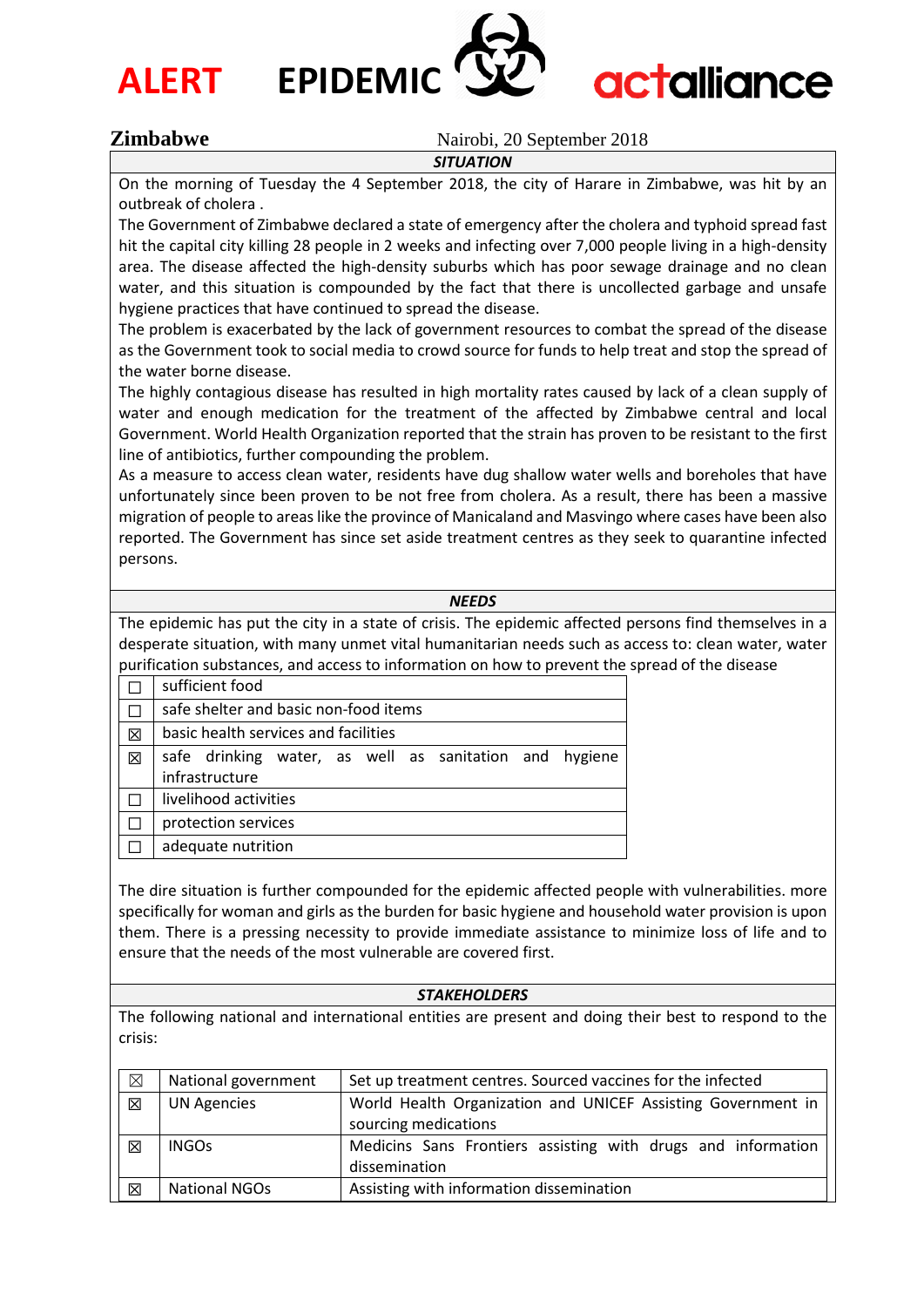# ALERT EPIDEMIC

actalliance

**Zimbabwe** Nairobi, 20 September 2018

## *SITUATION*

On the morning of Tuesday the 4 September 2018, the city of Harare in Zimbabwe, was hit by an outbreak of cholera .

The Government of Zimbabwe declared a state of emergency after the cholera and typhoid spread fast hit the capital city killing 28 people in 2 weeks and infecting over 7,000 people living in a high-density area. The disease affected the high-density suburbs which has poor sewage drainage and no clean water, and this situation is compounded by the fact that there is uncollected garbage and unsafe hygiene practices that have continued to spread the disease.

The problem is exacerbated by the lack of government resources to combat the spread of the disease as the Government took to social media to crowd source for funds to help treat and stop the spread of the water borne disease.

The highly contagious disease has resulted in high mortality rates caused by lack of a clean supply of water and enough medication for the treatment of the affected by Zimbabwe central and local Government. World Health Organization reported that the strain has proven to be resistant to the first line of antibiotics, further compounding the problem.

As a measure to access clean water, residents have dug shallow water wells and boreholes that have unfortunately since been proven to be not free from cholera. As a result, there has been a massive migration of people to areas like the province of Manicaland and Masvingo where cases have been also reported. The Government has since set aside treatment centres as they seek to quarantine infected persons.

## *NEEDS*

The epidemic has put the city in a state of crisis. The epidemic affected persons find themselves in a desperate situation, with many unmet vital humanitarian needs such as access to: clean water, water purification substances, and access to information on how to prevent the spread of the disease

| | |
|---|---|
| ☐ | sufficient food |
| ☐ | safe shelter and basic non-food items |
| ☒ | basic health services and facilities |
| ☒ | safe drinking water, as well as sanitation and hygiene infrastructure |
| ☐ | livelihood activities |
| ☐ | protection services |
| ☐ | adequate nutrition |

The dire situation is further compounded for the epidemic affected people with vulnerabilities. more specifically for woman and girls as the burden for basic hygiene and household water provision is upon them. There is a pressing necessity to provide immediate assistance to minimize loss of life and to ensure that the needs of the most vulnerable are covered first.

## *STAKEHOLDERS*

The following national and international entities are present and doing their best to respond to the crisis:

| | | |
|---|---|---|
| ☒ | National government | Set up treatment centres. Sourced vaccines for the infected |
| ☒ | UN Agencies | World Health Organization and UNICEF Assisting Government in sourcing medications |
| ☒ | INGOs | Medicins Sans Frontiers assisting with drugs and information dissemination |
| ☒ | National NGOs | Assisting with information dissemination |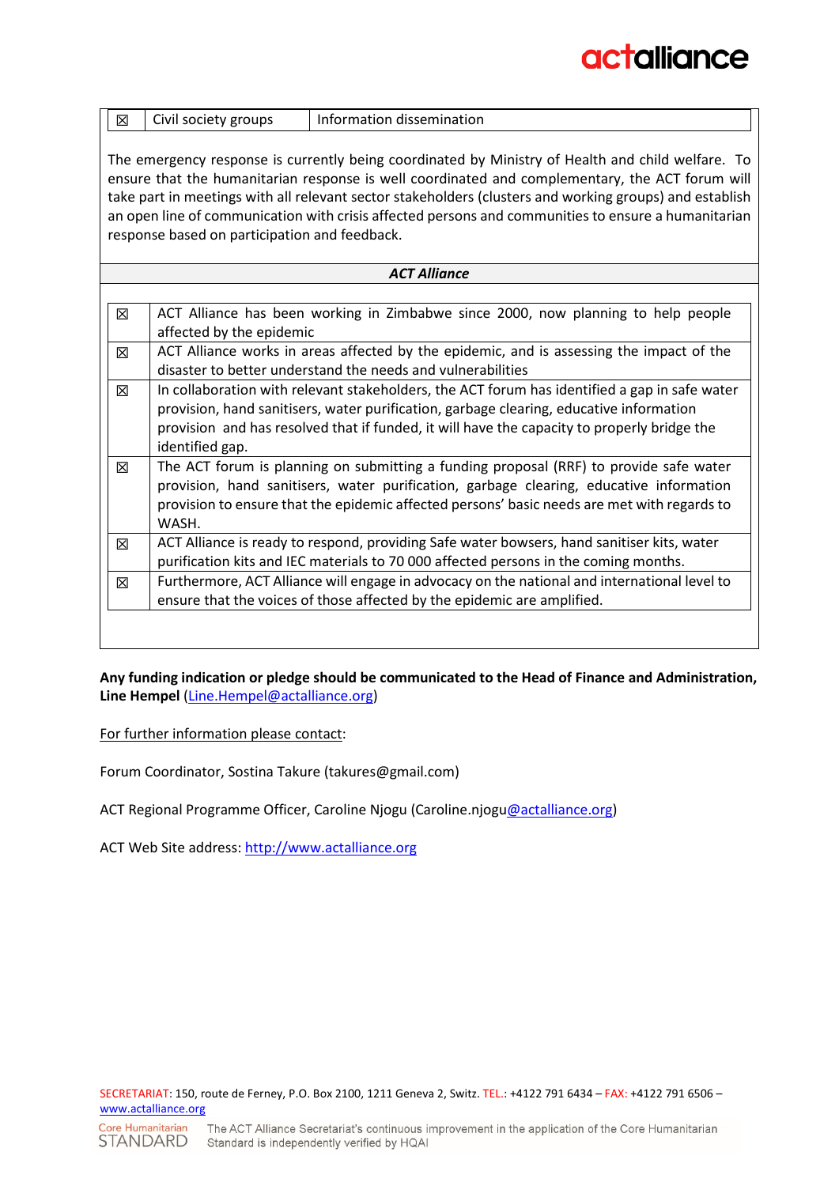| | | |
|---|---|---|
| ☒ | Civil society groups | Information dissemination |

The emergency response is currently being coordinated by Ministry of Health and child welfare. To ensure that the humanitarian response is well coordinated and complementary, the ACT forum will take part in meetings with all relevant sector stakeholders (clusters and working groups) and establish an open line of communication with crisis affected persons and communities to ensure a humanitarian response based on participation and feedback.

***ACT Alliance***

| | |
|---|---|
| ☒ | ACT Alliance has been working in Zimbabwe since 2000, now planning to help people affected by the epidemic |
| ☒ | ACT Alliance works in areas affected by the epidemic, and is assessing the impact of the disaster to better understand the needs and vulnerabilities |
| ☒ | In collaboration with relevant stakeholders, the ACT forum has identified a gap in safe water provision, hand sanitisers, water purification, garbage clearing, educative information provision and has resolved that if funded, it will have the capacity to properly bridge the identified gap. |
| ☒ | The ACT forum is planning on submitting a funding proposal (RRF) to provide safe water provision, hand sanitisers, water purification, garbage clearing, educative information provision to ensure that the epidemic affected persons' basic needs are met with regards to WASH. |
| ☒ | ACT Alliance is ready to respond, providing Safe water bowsers, hand sanitiser kits, water purification kits and IEC materials to 70 000 affected persons in the coming months. |
| ☒ | Furthermore, ACT Alliance will engage in advocacy on the national and international level to ensure that the voices of those affected by the epidemic are amplified. |

**Any funding indication or pledge should be communicated to the Head of Finance and Administration, Line Hempel** (Line.Hempel@actalliance.org)

For further information please contact:

Forum Coordinator, Sostina Takure (takures@gmail.com)

ACT Regional Programme Officer, Caroline Njogu (Caroline.njogu@actalliance.org)

ACT Web Site address: http://www.actalliance.org